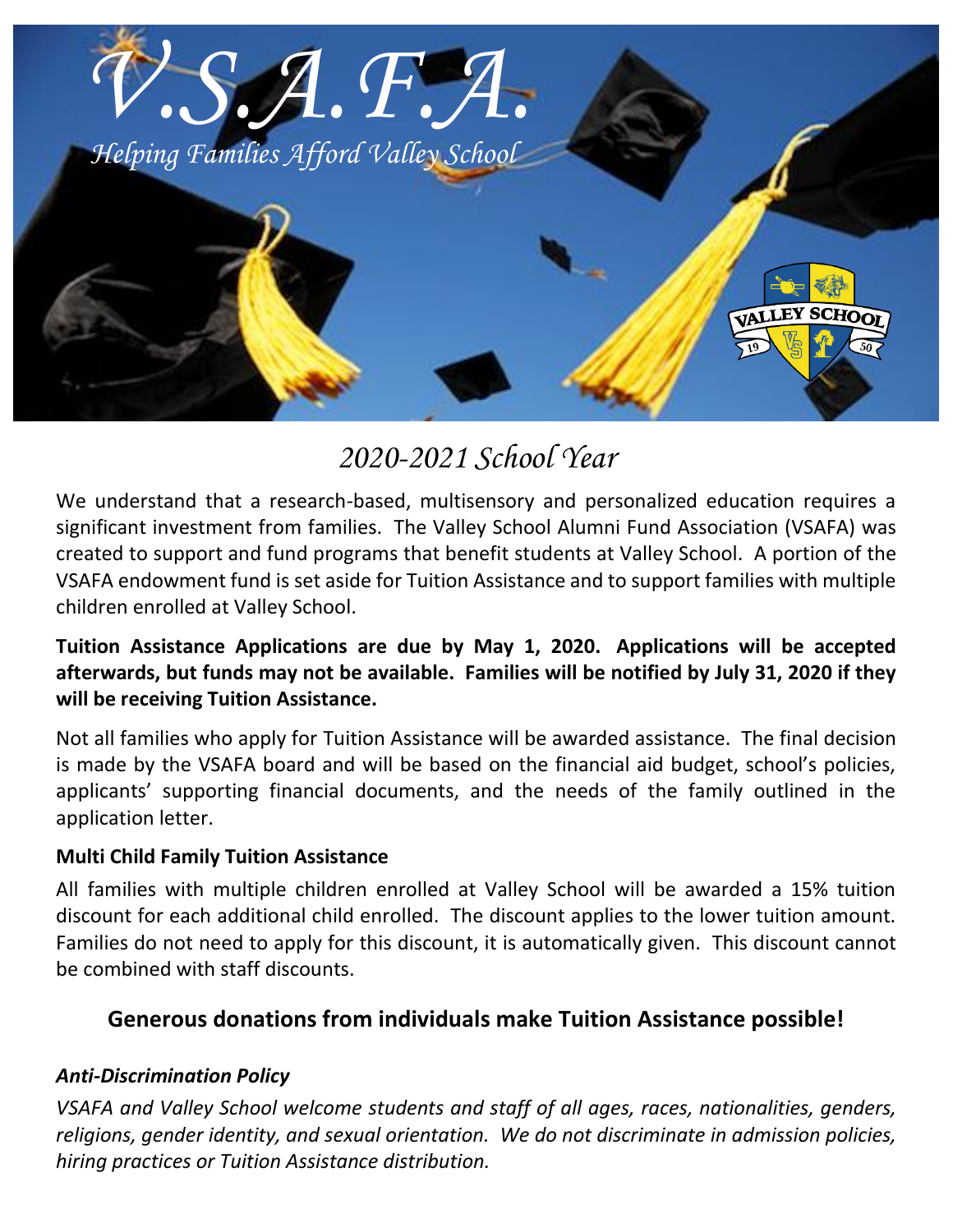# V.S.A.F.A.

*Helping Families Afford Valley School*

## *2020-2021 School Year*

We understand that a research-based, multisensory and personalized education requires a significant investment from families. The Valley School Alumni Fund Association (VSAFA) was created to support and fund programs that benefit students at Valley School. A portion of the VSAFA endowment fund is set aside for Tuition Assistance and to support families with multiple children enrolled at Valley School.

**Tuition Assistance Applications are due by May 1, 2020. Applications will be accepted afterwards, but funds may not be available. Families will be notified by July 31, 2020 if they will be receiving Tuition Assistance.**

Not all families who apply for Tuition Assistance will be awarded assistance. The final decision is made by the VSAFA board and will be based on the financial aid budget, school's policies, applicants' supporting financial documents, and the needs of the family outlined in the application letter.

**Multi Child Family Tuition Assistance**

All families with multiple children enrolled at Valley School will be awarded a 15% tuition discount for each additional child enrolled. The discount applies to the lower tuition amount. Families do not need to apply for this discount, it is automatically given. This discount cannot be combined with staff discounts.

### Generous donations from individuals make Tuition Assistance possible!

***Anti-Discrimination Policy***

*VSAFA and Valley School welcome students and staff of all ages, races, nationalities, genders, religions, gender identity, and sexual orientation. We do not discriminate in admission policies, hiring practices or Tuition Assistance distribution.*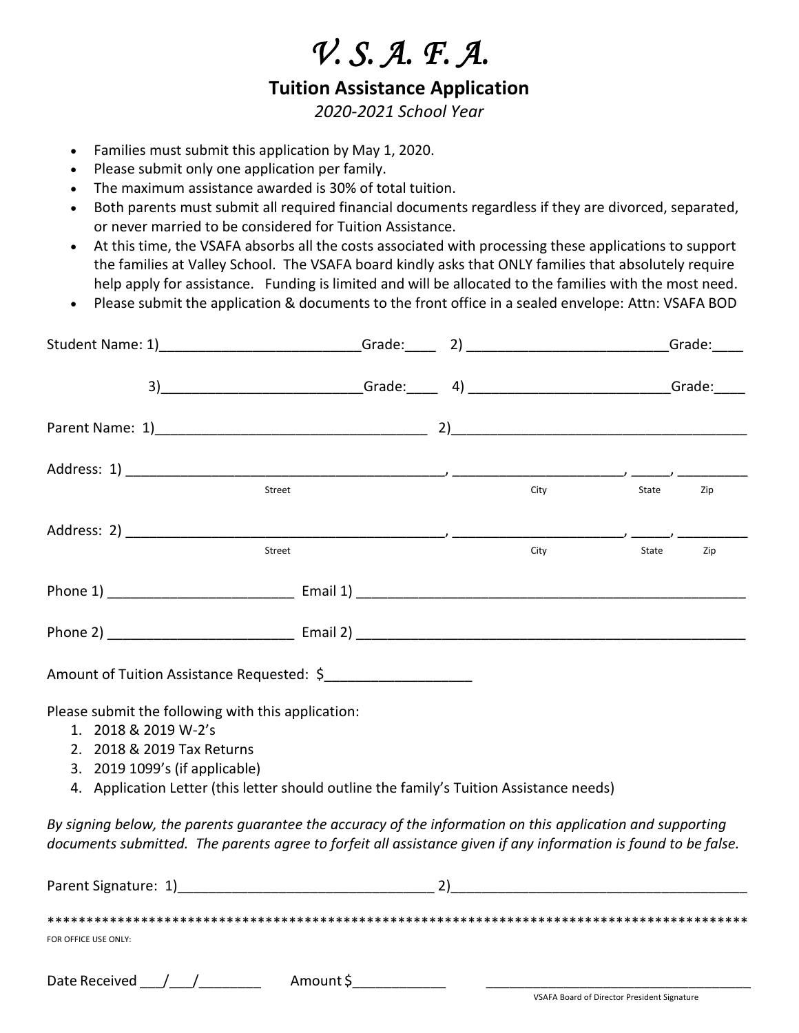# *V. S. A. F. A.*

## Tuition Assistance Application

*2020-2021 School Year*

- Families must submit this application by May 1, 2020.
- Please submit only one application per family.
- The maximum assistance awarded is 30% of total tuition.
- Both parents must submit all required financial documents regardless if they are divorced, separated, or never married to be considered for Tuition Assistance.
- At this time, the VSAFA absorbs all the costs associated with processing these applications to support the families at Valley School. The VSAFA board kindly asks that ONLY families that absolutely require help apply for assistance. Funding is limited and will be allocated to the families with the most need.
- Please submit the application & documents to the front office in a sealed envelope: Attn: VSAFA BOD

Student Name: 1)_________________________Grade:____ 2) _________________________Grade:____

3)_________________________Grade:____ 4) _________________________Grade:____

Parent Name: 1)_________________________________ 2)____________________________________

Address: 1) ________________________________________, _____________________, _____, _________
Street City State Zip

Address: 2) ________________________________________, _____________________, _____, _________
Street City State Zip

Phone 1) _______________________ Email 1) ________________________________________________

Phone 2) _______________________ Email 2) ________________________________________________

Amount of Tuition Assistance Requested: $__________________

Please submit the following with this application:

1. 2018 & 2019 W-2's
2. 2018 & 2019 Tax Returns
3. 2019 1099's (if applicable)
4. Application Letter (this letter should outline the family's Tuition Assistance needs)

*By signing below, the parents guarantee the accuracy of the information on this application and supporting documents submitted. The parents agree to forfeit all assistance given if any information is found to be false.*

Parent Signature: 1)_______________________________ 2)____________________________________

*****************************************************************************************

FOR OFFICE USE ONLY:

Date Received ___/___/________ Amount $____________ __________________________________
VSAFA Board of Director President Signature